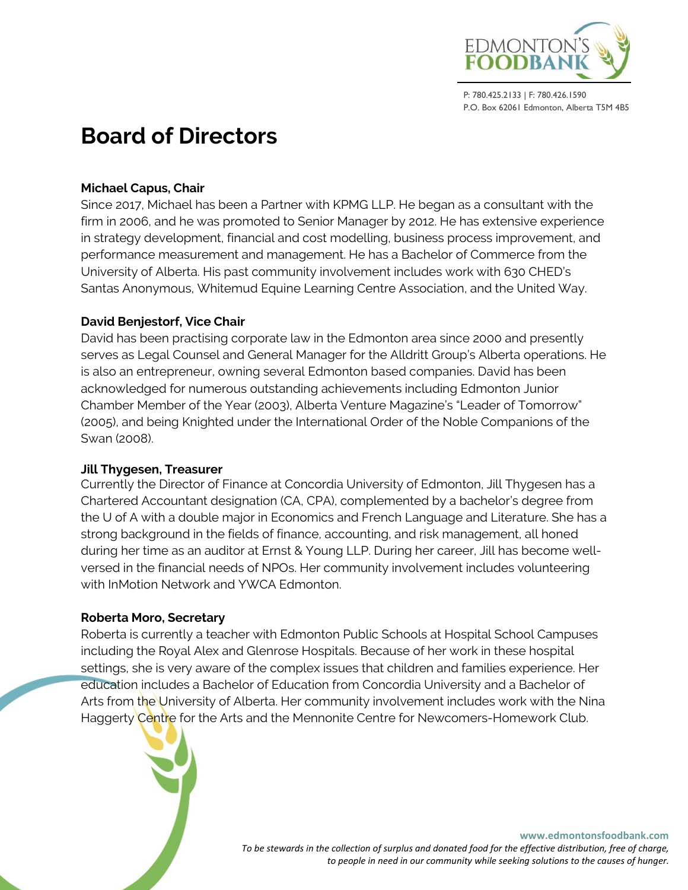P: 780.425.2133 | F: 780.426.1590
P.O. Box 62061 Edmonton, Alberta T5M 4B5

# Board of Directors

**Michael Capus, Chair**
Since 2017, Michael has been a Partner with KPMG LLP. He began as a consultant with the firm in 2006, and he was promoted to Senior Manager by 2012. He has extensive experience in strategy development, financial and cost modelling, business process improvement, and performance measurement and management. He has a Bachelor of Commerce from the University of Alberta. His past community involvement includes work with 630 CHED's Santas Anonymous, Whitemud Equine Learning Centre Association, and the United Way.

**David Benjestorf, Vice Chair**
David has been practising corporate law in the Edmonton area since 2000 and presently serves as Legal Counsel and General Manager for the Alldritt Group's Alberta operations. He is also an entrepreneur, owning several Edmonton based companies. David has been acknowledged for numerous outstanding achievements including Edmonton Junior Chamber Member of the Year (2003), Alberta Venture Magazine's "Leader of Tomorrow" (2005), and being Knighted under the International Order of the Noble Companions of the Swan (2008).

**Jill Thygesen, Treasurer**
Currently the Director of Finance at Concordia University of Edmonton, Jill Thygesen has a Chartered Accountant designation (CA, CPA), complemented by a bachelor's degree from the U of A with a double major in Economics and French Language and Literature. She has a strong background in the fields of finance, accounting, and risk management, all honed during her time as an auditor at Ernst & Young LLP. During her career, Jill has become well-versed in the financial needs of NPOs. Her community involvement includes volunteering with InMotion Network and YWCA Edmonton.

**Roberta Moro, Secretary**
Roberta is currently a teacher with Edmonton Public Schools at Hospital School Campuses including the Royal Alex and Glenrose Hospitals. Because of her work in these hospital settings, she is very aware of the complex issues that children and families experience. Her education includes a Bachelor of Education from Concordia University and a Bachelor of Arts from the University of Alberta. Her community involvement includes work with the Nina Haggerty Centre for the Arts and the Mennonite Centre for Newcomers-Homework Club.

**www.edmontonsfoodbank.com**
*To be stewards in the collection of surplus and donated food for the effective distribution, free of charge, to people in need in our community while seeking solutions to the causes of hunger.*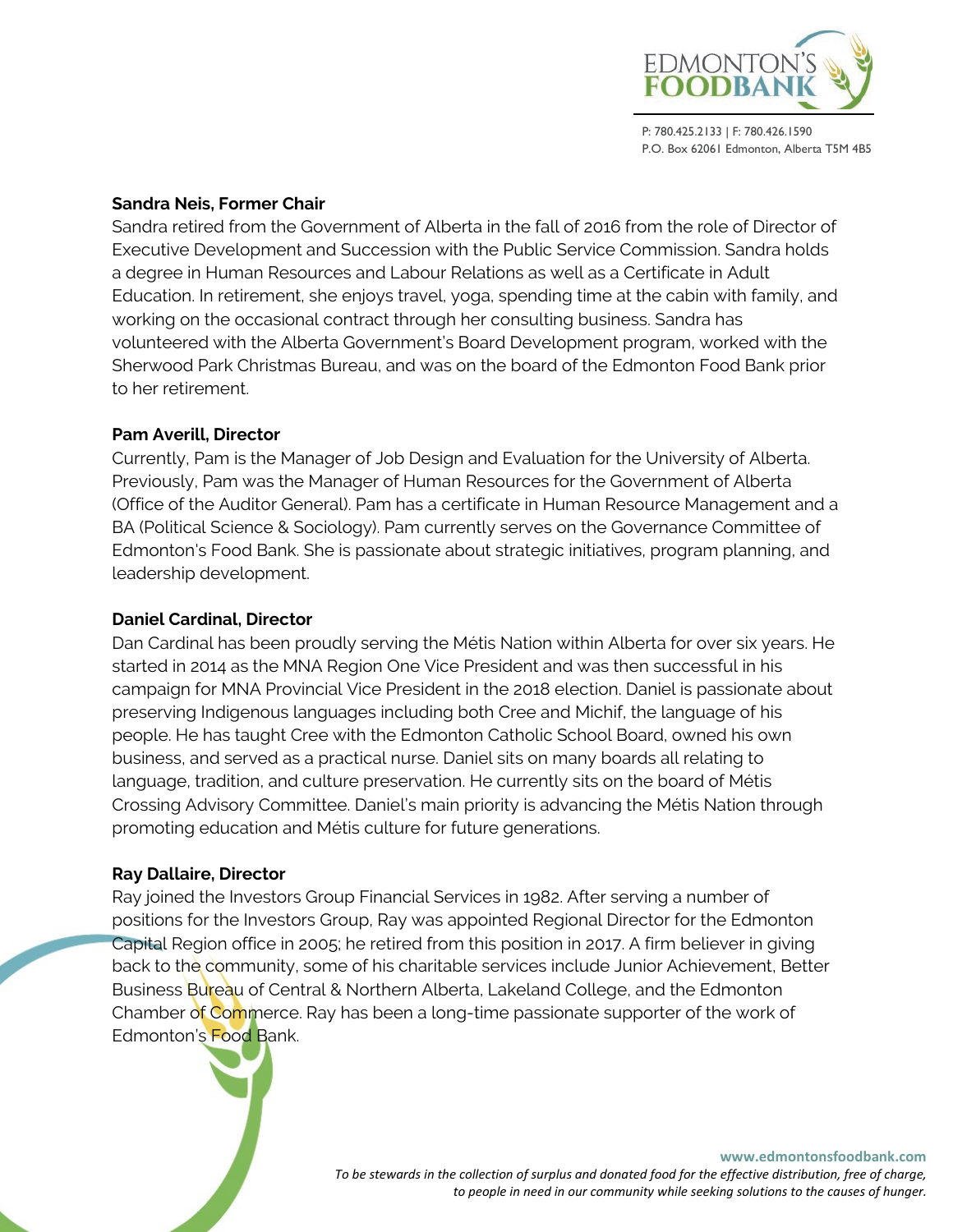**Sandra Neis, Former Chair**

Sandra retired from the Government of Alberta in the fall of 2016 from the role of Director of Executive Development and Succession with the Public Service Commission. Sandra holds a degree in Human Resources and Labour Relations as well as a Certificate in Adult Education. In retirement, she enjoys travel, yoga, spending time at the cabin with family, and working on the occasional contract through her consulting business. Sandra has volunteered with the Alberta Government's Board Development program, worked with the Sherwood Park Christmas Bureau, and was on the board of the Edmonton Food Bank prior to her retirement.

**Pam Averill, Director**

Currently, Pam is the Manager of Job Design and Evaluation for the University of Alberta. Previously, Pam was the Manager of Human Resources for the Government of Alberta (Office of the Auditor General). Pam has a certificate in Human Resource Management and a BA (Political Science & Sociology). Pam currently serves on the Governance Committee of Edmonton's Food Bank. She is passionate about strategic initiatives, program planning, and leadership development.

**Daniel Cardinal, Director**

Dan Cardinal has been proudly serving the Métis Nation within Alberta for over six years. He started in 2014 as the MNA Region One Vice President and was then successful in his campaign for MNA Provincial Vice President in the 2018 election. Daniel is passionate about preserving Indigenous languages including both Cree and Michif, the language of his people. He has taught Cree with the Edmonton Catholic School Board, owned his own business, and served as a practical nurse. Daniel sits on many boards all relating to language, tradition, and culture preservation. He currently sits on the board of Métis Crossing Advisory Committee. Daniel's main priority is advancing the Métis Nation through promoting education and Métis culture for future generations.

**Ray Dallaire, Director**

Ray joined the Investors Group Financial Services in 1982. After serving a number of positions for the Investors Group, Ray was appointed Regional Director for the Edmonton Capital Region office in 2005; he retired from this position in 2017. A firm believer in giving back to the community, some of his charitable services include Junior Achievement, Better Business Bureau of Central & Northern Alberta, Lakeland College, and the Edmonton Chamber of Commerce. Ray has been a long-time passionate supporter of the work of Edmonton's Food Bank.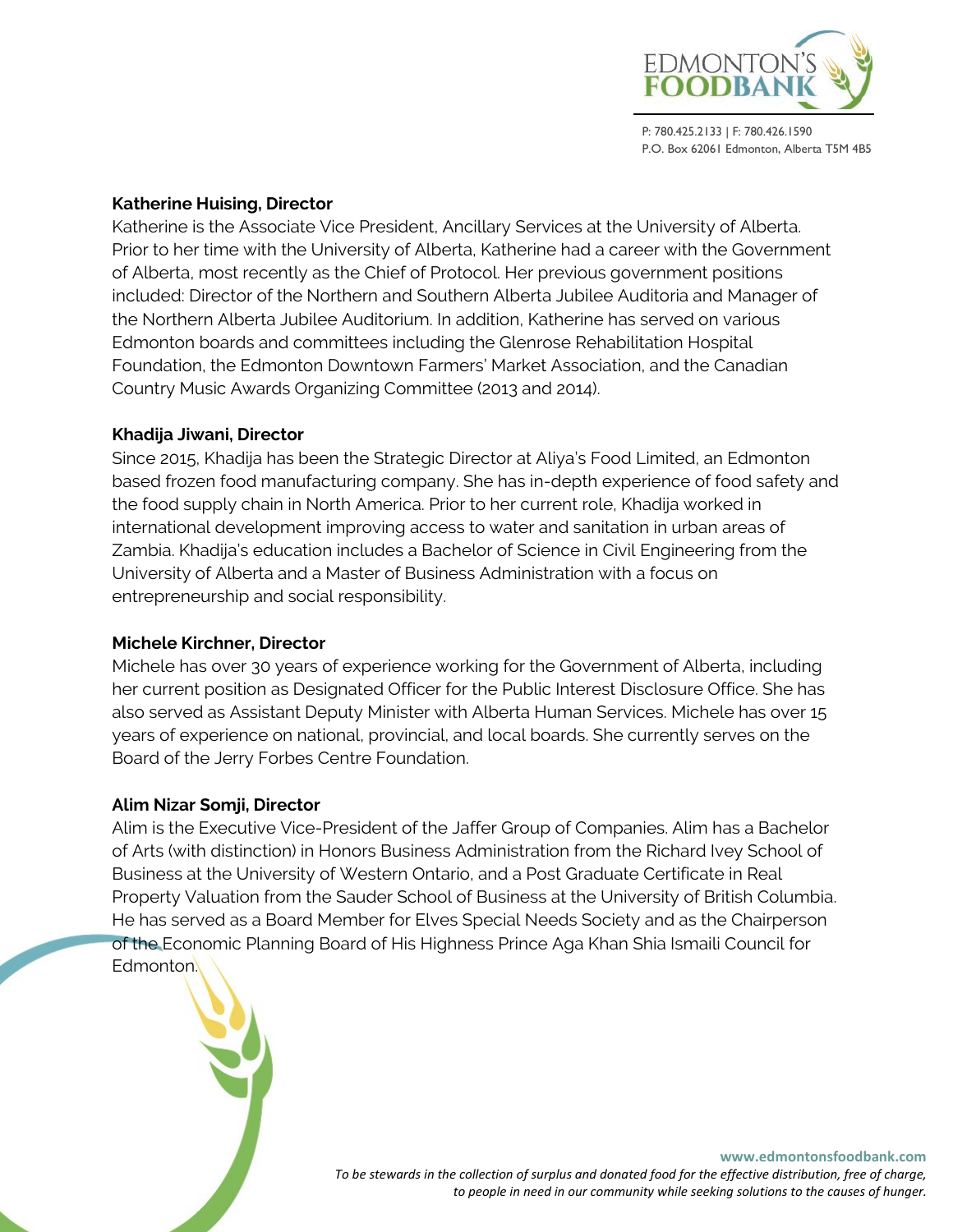**Katherine Huising, Director**

Katherine is the Associate Vice President, Ancillary Services at the University of Alberta. Prior to her time with the University of Alberta, Katherine had a career with the Government of Alberta, most recently as the Chief of Protocol. Her previous government positions included: Director of the Northern and Southern Alberta Jubilee Auditoria and Manager of the Northern Alberta Jubilee Auditorium. In addition, Katherine has served on various Edmonton boards and committees including the Glenrose Rehabilitation Hospital Foundation, the Edmonton Downtown Farmers' Market Association, and the Canadian Country Music Awards Organizing Committee (2013 and 2014).

**Khadija Jiwani, Director**

Since 2015, Khadija has been the Strategic Director at Aliya's Food Limited, an Edmonton based frozen food manufacturing company. She has in-depth experience of food safety and the food supply chain in North America. Prior to her current role, Khadija worked in international development improving access to water and sanitation in urban areas of Zambia. Khadija's education includes a Bachelor of Science in Civil Engineering from the University of Alberta and a Master of Business Administration with a focus on entrepreneurship and social responsibility.

**Michele Kirchner, Director**

Michele has over 30 years of experience working for the Government of Alberta, including her current position as Designated Officer for the Public Interest Disclosure Office. She has also served as Assistant Deputy Minister with Alberta Human Services. Michele has over 15 years of experience on national, provincial, and local boards. She currently serves on the Board of the Jerry Forbes Centre Foundation.

**Alim Nizar Somji, Director**

Alim is the Executive Vice-President of the Jaffer Group of Companies. Alim has a Bachelor of Arts (with distinction) in Honors Business Administration from the Richard Ivey School of Business at the University of Western Ontario, and a Post Graduate Certificate in Real Property Valuation from the Sauder School of Business at the University of British Columbia. He has served as a Board Member for Elves Special Needs Society and as the Chairperson of the Economic Planning Board of His Highness Prince Aga Khan Shia Ismaili Council for Edmonton.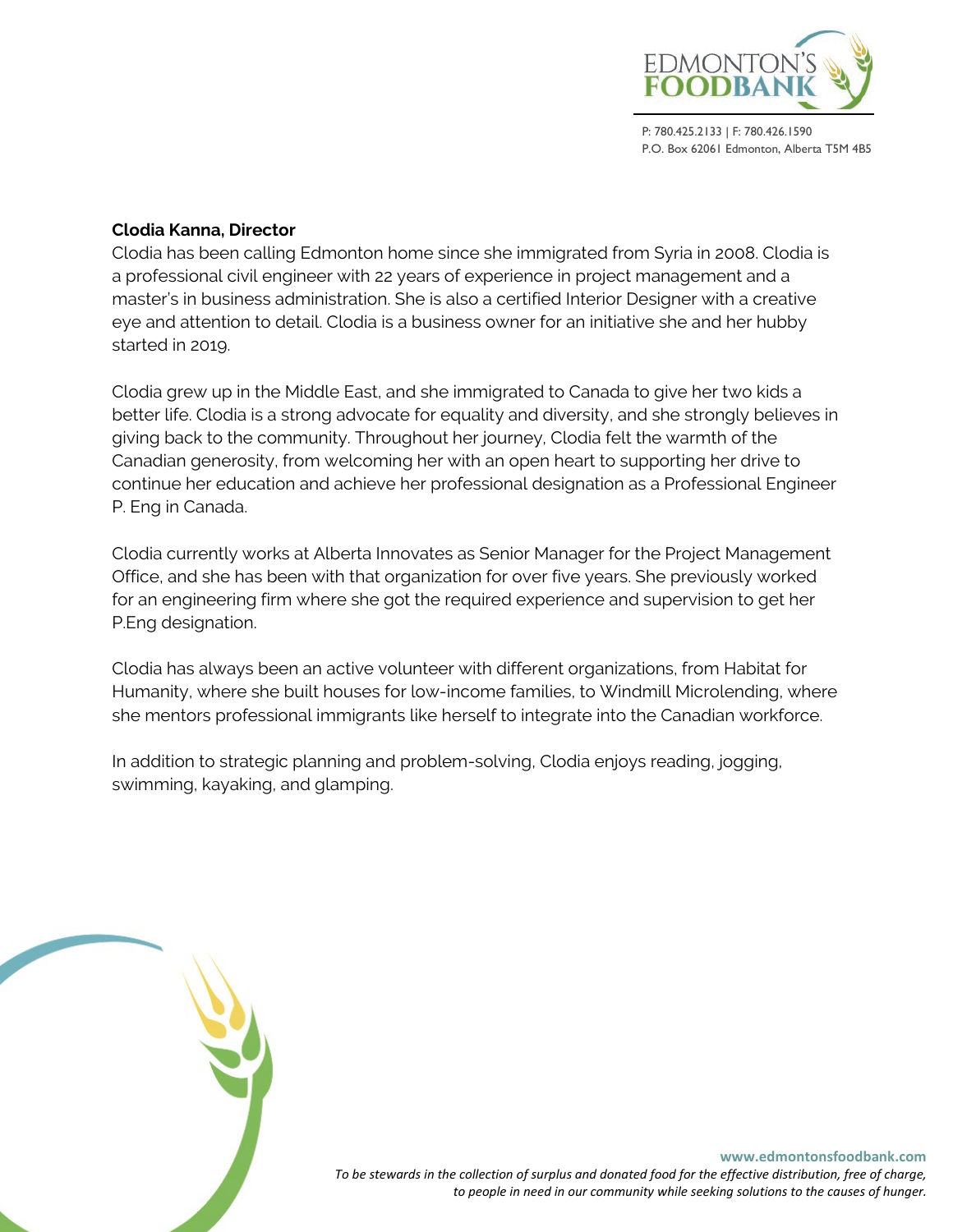**Clodia Kanna, Director**

Clodia has been calling Edmonton home since she immigrated from Syria in 2008. Clodia is a professional civil engineer with 22 years of experience in project management and a master's in business administration. She is also a certified Interior Designer with a creative eye and attention to detail. Clodia is a business owner for an initiative she and her hubby started in 2019.

Clodia grew up in the Middle East, and she immigrated to Canada to give her two kids a better life. Clodia is a strong advocate for equality and diversity, and she strongly believes in giving back to the community. Throughout her journey, Clodia felt the warmth of the Canadian generosity, from welcoming her with an open heart to supporting her drive to continue her education and achieve her professional designation as a Professional Engineer P. Eng in Canada.

Clodia currently works at Alberta Innovates as Senior Manager for the Project Management Office, and she has been with that organization for over five years. She previously worked for an engineering firm where she got the required experience and supervision to get her P.Eng designation.

Clodia has always been an active volunteer with different organizations, from Habitat for Humanity, where she built houses for low-income families, to Windmill Microlending, where she mentors professional immigrants like herself to integrate into the Canadian workforce.

In addition to strategic planning and problem-solving, Clodia enjoys reading, jogging, swimming, kayaking, and glamping.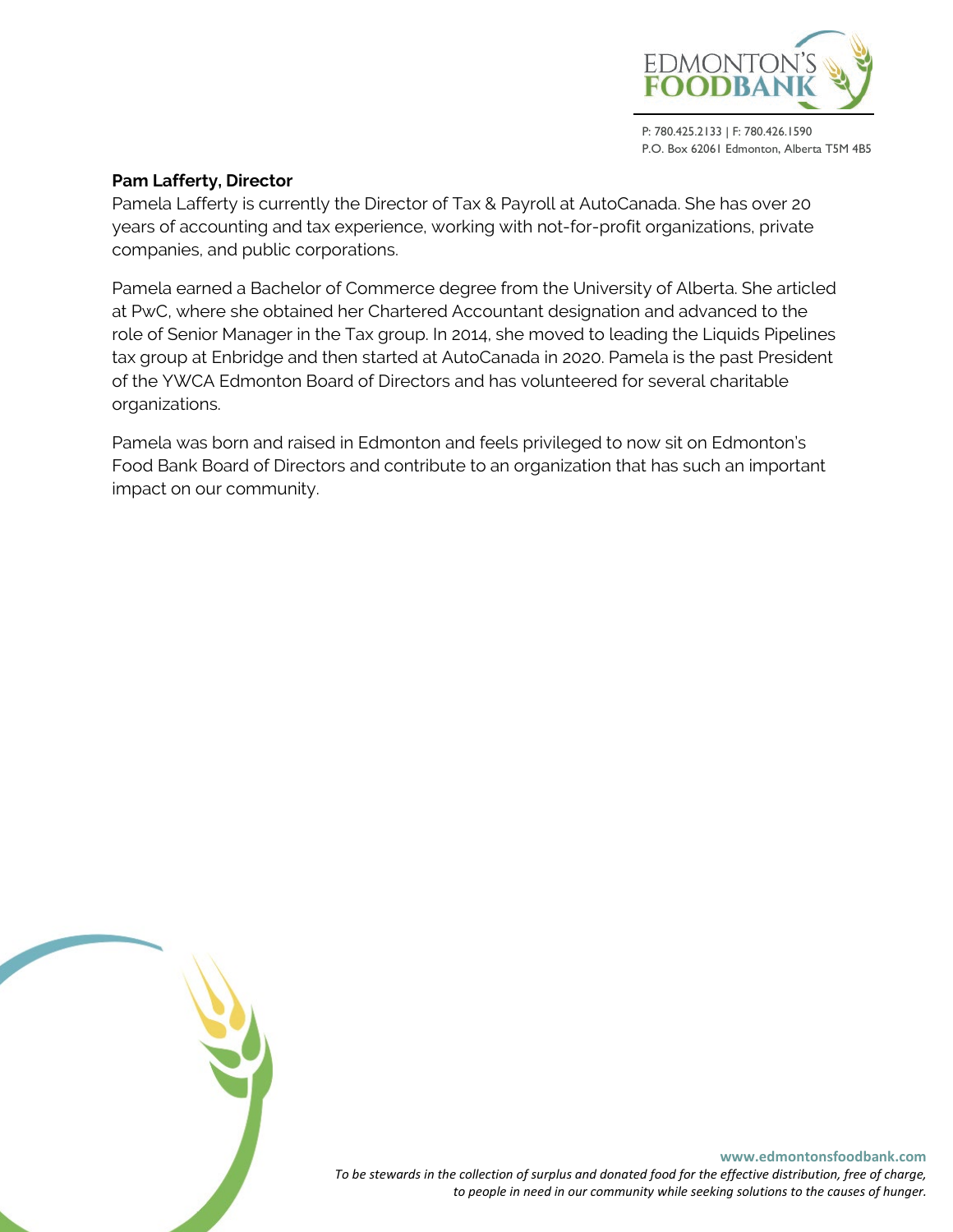**Pam Lafferty, Director**

Pamela Lafferty is currently the Director of Tax & Payroll at AutoCanada. She has over 20 years of accounting and tax experience, working with not-for-profit organizations, private companies, and public corporations.

Pamela earned a Bachelor of Commerce degree from the University of Alberta. She articled at PwC, where she obtained her Chartered Accountant designation and advanced to the role of Senior Manager in the Tax group. In 2014, she moved to leading the Liquids Pipelines tax group at Enbridge and then started at AutoCanada in 2020. Pamela is the past President of the YWCA Edmonton Board of Directors and has volunteered for several charitable organizations.

Pamela was born and raised in Edmonton and feels privileged to now sit on Edmonton's Food Bank Board of Directors and contribute to an organization that has such an important impact on our community.